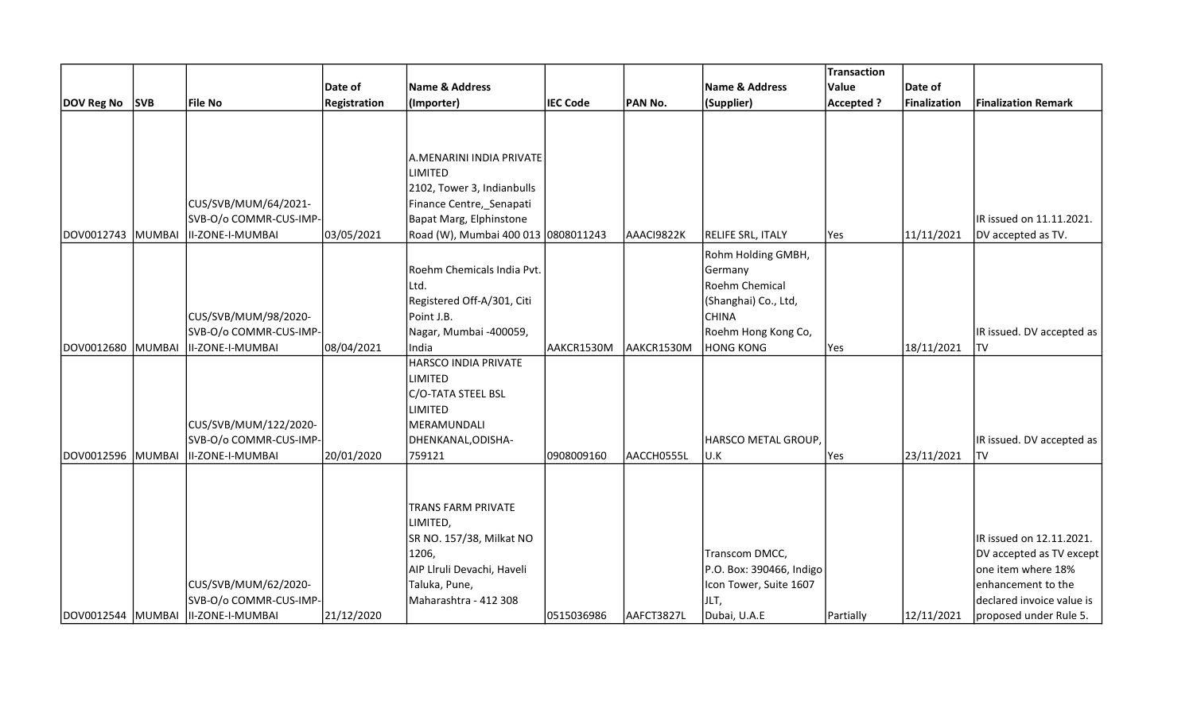| DOV Reg No | SVB | File No | Date of Registration | Name & Address (Importer) | IEC Code | PAN No. | Name & Address (Supplier) | Transaction Value Accepted ? | Date of Finalization | Finalization Remark |
|---|---|---|---|---|---|---|---|---|---|---|
| DOV0012743 | MUMBAI | CUS/SVB/MUM/64/2021-SVB-O/o COMMR-CUS-IMP-II-ZONE-I-MUMBAI | 03/05/2021 | A.MENARINI INDIA PRIVATE LIMITED 2102, Tower 3, Indianbulls Finance Centre,_Senapati Bapat Marg, Elphinstone Road (W), Mumbai 400 013 | 0808011243 | AAACI9822K | RELIFE SRL, ITALY | Yes | 11/11/2021 | IR issued on 11.11.2021. DV accepted as TV. |
| DOV0012680 | MUMBAI | CUS/SVB/MUM/98/2020-SVB-O/o COMMR-CUS-IMP-II-ZONE-I-MUMBAI | 08/04/2021 | Roehm Chemicals India Pvt. Ltd. Registered Off-A/301, Citi Point J.B. Nagar, Mumbai -400059, India | AAKCR1530M | AAKCR1530M | Rohm Holding GMBH, Germany Roehm Chemical (Shanghai) Co., Ltd, CHINA Roehm Hong Kong Co, HONG KONG | Yes | 18/11/2021 | IR issued. DV accepted as TV |
| DOV0012596 | MUMBAI | CUS/SVB/MUM/122/2020-SVB-O/o COMMR-CUS-IMP-II-ZONE-I-MUMBAI | 20/01/2020 | HARSCO INDIA PRIVATE LIMITED C/O-TATA STEEL BSL LIMITED MERAMUNDALI DHENKANAL,ODISHA-759121 | 0908009160 | AACCH0555L | HARSCO METAL GROUP, U.K | Yes | 23/11/2021 | IR issued. DV accepted as TV |
| DOV0012544 | MUMBAI | CUS/SVB/MUM/62/2020-SVB-O/o COMMR-CUS-IMP-II-ZONE-I-MUMBAI | 21/12/2020 | TRANS FARM PRIVATE LIMITED, SR NO. 157/38, Milkat NO 1206, AIP Llruli Devachi, Haveli Taluka, Pune, Maharashtra - 412 308 | 0515036986 | AAFCT3827L | Transcom DMCC, P.O. Box: 390466, Indigo Icon Tower, Suite 1607 JLT, Dubai, U.A.E | Partially | 12/11/2021 | IR issued on 12.11.2021. DV accepted as TV except one item where 18% enhancement to the declared invoice value is proposed under Rule 5. |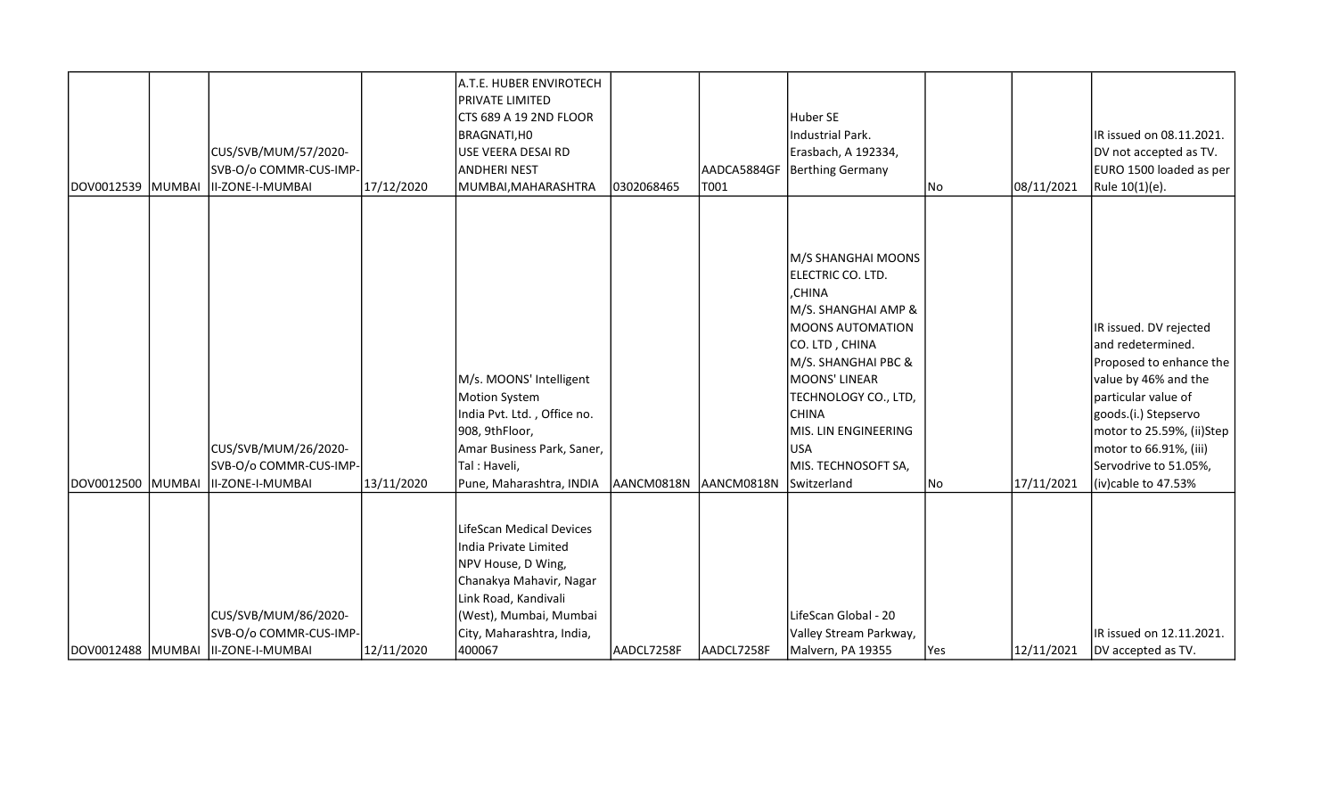| | | | | | | | | | | |
|---|---|---|---|---|---|---|---|---|---|---|
| DOV0012539 | MUMBAI | CUS/SVB/MUM/57/2020-SVB-O/o COMMR-CUS-IMP-II-ZONE-I-MUMBAI | 17/12/2020 | A.T.E. HUBER ENVIROTECH PRIVATE LIMITED CTS 689 A 19 2ND FLOOR BRAGNATI,H0 USE VEERA DESAI RD ANDHERI NEST MUMBAI,MAHARASHTRA | 0302068465 | AADCA5884GF T001 | Huber SE Industrial Park. Erasbach, A 192334, Berthing Germany | No | 08/11/2021 | IR issued on 08.11.2021. DV not accepted as TV. EURO 1500 loaded as per Rule 10(1)(e). |
| DOV0012500 | MUMBAI | CUS/SVB/MUM/26/2020-SVB-O/o COMMR-CUS-IMP-II-ZONE-I-MUMBAI | 13/11/2020 | M/s. MOONS' Intelligent Motion System India Pvt. Ltd. , Office no. 908, 9thFloor, Amar Business Park, Saner, Tal : Haveli, Pune, Maharashtra, INDIA | AANCM0818N | AANCM0818N | M/S SHANGHAI MOONS ELECTRIC CO. LTD. ,CHINA M/S. SHANGHAI AMP & MOONS AUTOMATION CO. LTD , CHINA M/S. SHANGHAI PBC & MOONS' LINEAR TECHNOLOGY CO., LTD, CHINA MIS. LIN ENGINEERING USA MIS. TECHNOSOFT SA, Switzerland | No | 17/11/2021 | IR issued. DV rejected and redetermined. Proposed to enhance the value by 46% and the particular value of goods.(i.) Stepservo motor to 25.59%, (ii)Step motor to 66.91%, (iii) Servodrive to 51.05%, (iv)cable to 47.53% |
| DOV0012488 | MUMBAI | CUS/SVB/MUM/86/2020-SVB-O/o COMMR-CUS-IMP-II-ZONE-I-MUMBAI | 12/11/2020 | LifeScan Medical Devices India Private Limited NPV House, D Wing, Chanakya Mahavir, Nagar Link Road, Kandivali (West), Mumbai, Mumbai City, Maharashtra, India, 400067 | AADCL7258F | AADCL7258F | LifeScan Global - 20 Valley Stream Parkway, Malvern, PA 19355 | Yes | 12/11/2021 | IR issued on 12.11.2021. DV accepted as TV. |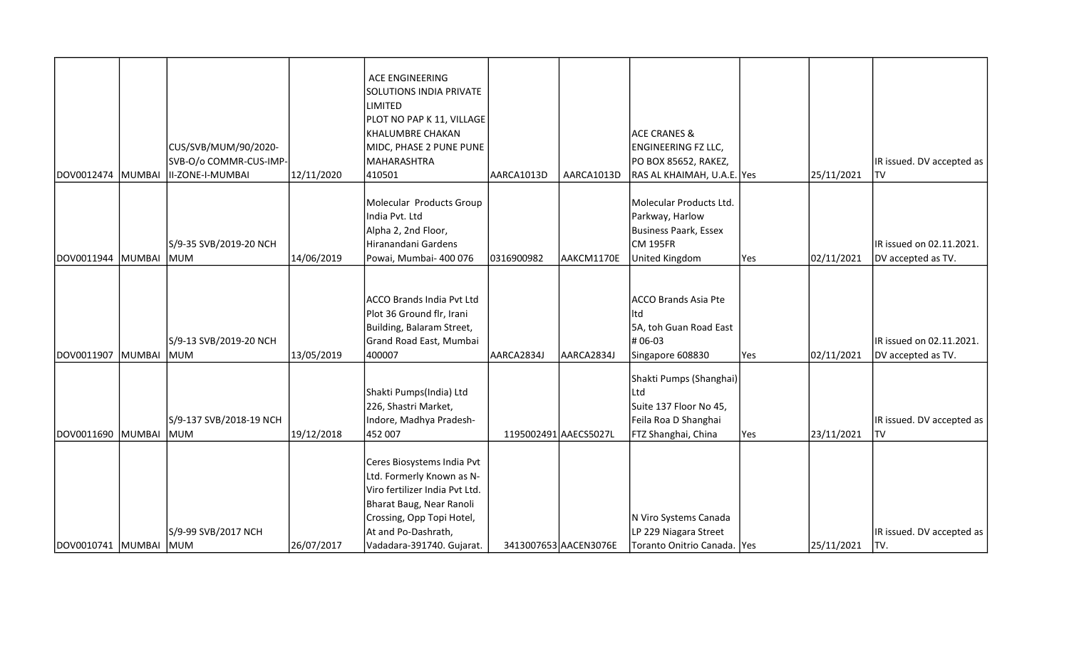| | | | | | | | | | | |
|---|---|---|---|---|---|---|---|---|---|---|
| DOV0012474 | MUMBAI | CUS/SVB/MUM/90/2020-SVB-O/o COMMR-CUS-IMP-II-ZONE-I-MUMBAI | 12/11/2020 | ACE ENGINEERING SOLUTIONS INDIA PRIVATE LIMITED PLOT NO PAP K 11, VILLAGE KHALUMBRE CHAKAN MIDC, PHASE 2 PUNE PUNE MAHARASHTRA 410501 | AARCA1013D | AARCA1013D | ACE CRANES & ENGINEERING FZ LLC, PO BOX 85652, RAKEZ, RAS AL KHAIMAH, U.A.E. | Yes | 25/11/2021 | IR issued. DV accepted as TV |
| DOV0011944 | MUMBAI | S/9-35 SVB/2019-20 NCH MUM | 14/06/2019 | Molecular Products Group India Pvt. Ltd Alpha 2, 2nd Floor, Hiranandani Gardens Powai, Mumbai- 400 076 | 0316900982 | AAKCM1170E | Molecular Products Ltd. Parkway, Harlow Business Paark, Essex CM 195FR United Kingdom | Yes | 02/11/2021 | IR issued on 02.11.2021. DV accepted as TV. |
| DOV0011907 | MUMBAI | S/9-13 SVB/2019-20 NCH MUM | 13/05/2019 | ACCO Brands India Pvt Ltd Plot 36 Ground flr, Irani Building, Balaram Street, Grand Road East, Mumbai 400007 | AARCA2834J | AARCA2834J | ACCO Brands Asia Pte ltd 5A, toh Guan Road East # 06-03 Singapore 608830 | Yes | 02/11/2021 | IR issued on 02.11.2021. DV accepted as TV. |
| DOV0011690 | MUMBAI | S/9-137 SVB/2018-19 NCH MUM | 19/12/2018 | Shakti Pumps(India) Ltd 226, Shastri Market, Indore, Madhya Pradesh-452 007 | 1195002491 | AAECS5027L | Shakti Pumps (Shanghai) Ltd Suite 137 Floor No 45, Feila Roa D Shanghai FTZ Shanghai, China | Yes | 23/11/2021 | IR issued. DV accepted as TV |
| DOV0010741 | MUMBAI | S/9-99 SVB/2017 NCH MUM | 26/07/2017 | Ceres Biosystems India Pvt Ltd. Formerly Known as N-Viro fertilizer India Pvt Ltd. Bharat Baug, Near Ranoli Crossing, Opp Topi Hotel, At and Po-Dashrath, Vadadara-391740. Gujarat. | 3413007653 | AACEN3076E | N Viro Systems Canada LP 229 Niagara Street Toranto Onitrio Canada. | Yes | 25/11/2021 | IR issued. DV accepted as TV. |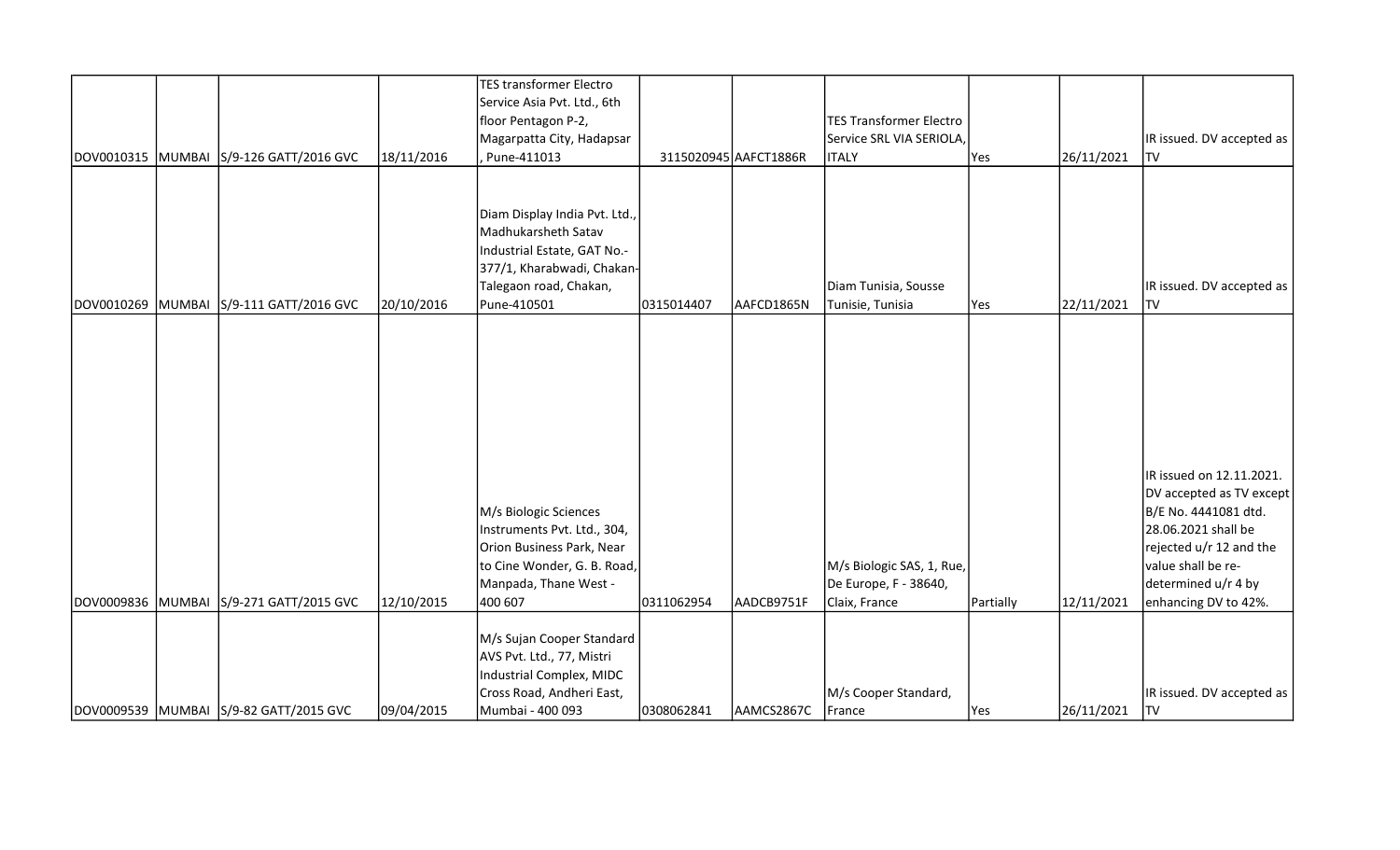| | | | | | | | | | | |
|---|---|---|---|---|---|---|---|---|---|---|
| DOV0010315 | MUMBAI | S/9-126 GATT/2016 GVC | 18/11/2016 | TES transformer Electro Service Asia Pvt. Ltd., 6th floor Pentagon P-2, Magarpatta City, Hadapsar , Pune-411013 | 3115020945 | AAFCT1886R | TES Transformer Electro Service SRL VIA SERIOLA, ITALY | Yes | 26/11/2021 | IR issued. DV accepted as TV |
| DOV0010269 | MUMBAI | S/9-111 GATT/2016 GVC | 20/10/2016 | Diam Display India Pvt. Ltd., Madhukarsheth Satav Industrial Estate, GAT No.-377/1, Kharabwadi, Chakan-Talegaon road, Chakan, Pune-410501 | 0315014407 | AAFCD1865N | Diam Tunisia, Sousse Tunisie, Tunisia | Yes | 22/11/2021 | IR issued. DV accepted as TV |
| DOV0009836 | MUMBAI | S/9-271 GATT/2015 GVC | 12/10/2015 | M/s Biologic Sciences Instruments Pvt. Ltd., 304, Orion Business Park, Near to Cine Wonder, G. B. Road, Manpada, Thane West - 400 607 | 0311062954 | AADCB9751F | M/s Biologic SAS, 1, Rue, De Europe, F - 38640, Claix, France | Partially | 12/11/2021 | IR issued on 12.11.2021. DV accepted as TV except B/E No. 4441081 dtd. 28.06.2021 shall be rejected u/r 12 and the value shall be re-determined u/r 4 by enhancing DV to 42%. |
| DOV0009539 | MUMBAI | S/9-82 GATT/2015 GVC | 09/04/2015 | M/s Sujan Cooper Standard AVS Pvt. Ltd., 77, Mistri Industrial Complex, MIDC Cross Road, Andheri East, Mumbai - 400 093 | 0308062841 | AAMCS2867C | M/s Cooper Standard, France | Yes | 26/11/2021 | IR issued. DV accepted as TV |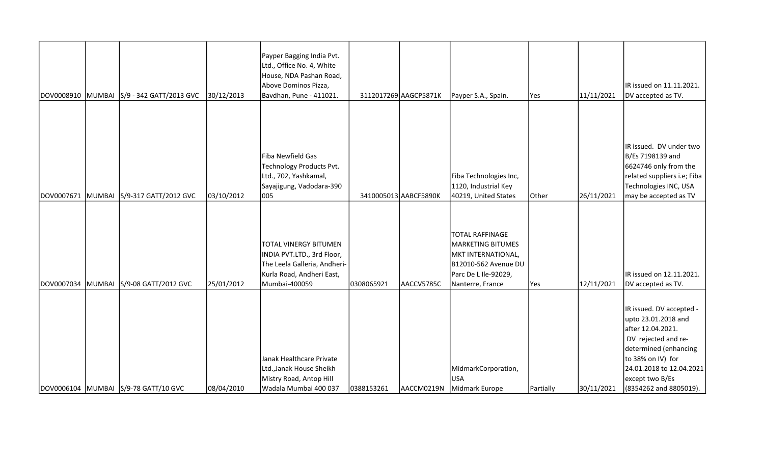| | | | | | | | | | | |
|---|---|---|---|---|---|---|---|---|---|---|
| DOV0008910 | MUMBAI | S/9 - 342 GATT/2013 GVC | 30/12/2013 | Payper Bagging India Pvt. Ltd., Office No. 4, White House, NDA Pashan Road, Above Dominos Pizza, Bavdhan, Pune - 411021. | 3112017269 | AAGCP5871K | Payper S.A., Spain. | Yes | 11/11/2021 | IR issued on 11.11.2021. DV accepted as TV. |
| DOV0007671 | MUMBAI | S/9-317 GATT/2012 GVC | 03/10/2012 | Fiba Newfield Gas Technology Products Pvt. Ltd., 702, Yashkamal, Sayajigung, Vadodara-390 005 | 3410005013 | AABCF5890K | Fiba Technologies Inc, 1120, Industrial Key 40219, United States | Other | 26/11/2021 | IR issued. DV under two B/Es 7198139 and 6624746 only from the related suppliers i.e; Fiba Technologies INC, USA may be accepted as TV |
| DOV0007034 | MUMBAI | S/9-08 GATT/2012 GVC | 25/01/2012 | TOTAL VINERGY BITUMEN INDIA PVT.LTD., 3rd Floor, The Leela Galleria, Andheri-Kurla Road, Andheri East, Mumbai-400059 | 0308065921 | AACCV5785C | TOTAL RAFFINAGE MARKETING BITUMES MKT INTERNATIONAL, B12010-562 Avenue DU Parc De L Ile-92029, Nanterre, France | Yes | 12/11/2021 | IR issued on 12.11.2021. DV accepted as TV. |
| DOV0006104 | MUMBAI | S/9-78 GATT/10 GVC | 08/04/2010 | Janak Healthcare Private Ltd.,Janak House Sheikh Mistry Road, Antop Hill Wadala Mumbai 400 037 | 0388153261 | AACCM0219N | MidmarkCorporation, USA Midmark Europe | Partially | 30/11/2021 | IR issued. DV accepted - upto 23.01.2018 and after 12.04.2021. DV rejected and re-determined (enhancing to 38% on IV) for 24.01.2018 to 12.04.2021 except two B/Es (8354262 and 8805019). |